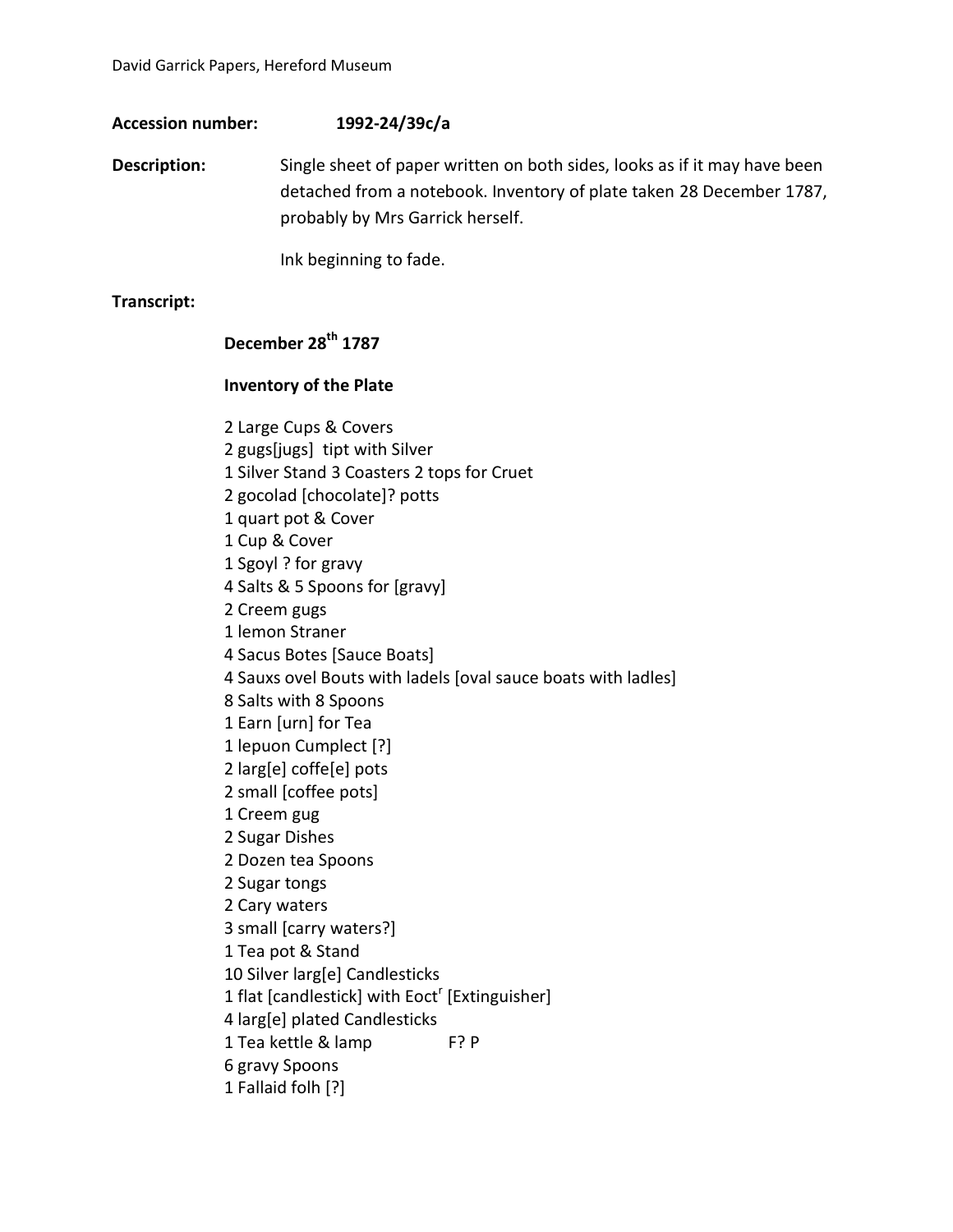David Garrick Papers, Hereford Museum

**Accession number:** **1992-24/39c/a**

**Description:** Single sheet of paper written on both sides, looks as if it may have been detached from a notebook. Inventory of plate taken 28 December 1787, probably by Mrs Garrick herself.

Ink beginning to fade.

**Transcript:**

**December 28th 1787**

**Inventory of the Plate**

2 Large Cups & Covers
2 gugs[jugs] tipt with Silver
1 Silver Stand 3 Coasters 2 tops for Cruet
2 gocolad [chocolate]? potts
1 quart pot & Cover
1 Cup & Cover
1 Sgoyl ? for gravy
4 Salts & 5 Spoons for [gravy]
2 Creem gugs
1 lemon Straner
4 Sacus Botes [Sauce Boats]
4 Sauxs ovel Bouts with ladels [oval sauce boats with ladles]
8 Salts with 8 Spoons
1 Earn [urn] for Tea
1 lepuon Cumplect [?]
2 larg[e] coffe[e] pots
2 small [coffee pots]
1 Creem gug
2 Sugar Dishes
2 Dozen tea Spoons
2 Sugar tongs
2 Cary waters
3 small [carry waters?]
1 Tea pot & Stand
10 Silver larg[e] Candlesticks
1 flat [candlestick] with Eoctr [Extinguisher]
4 larg[e] plated Candlesticks
1 Tea kettle & lamp F? P
6 gravy Spoons
1 Fallaid folh [?]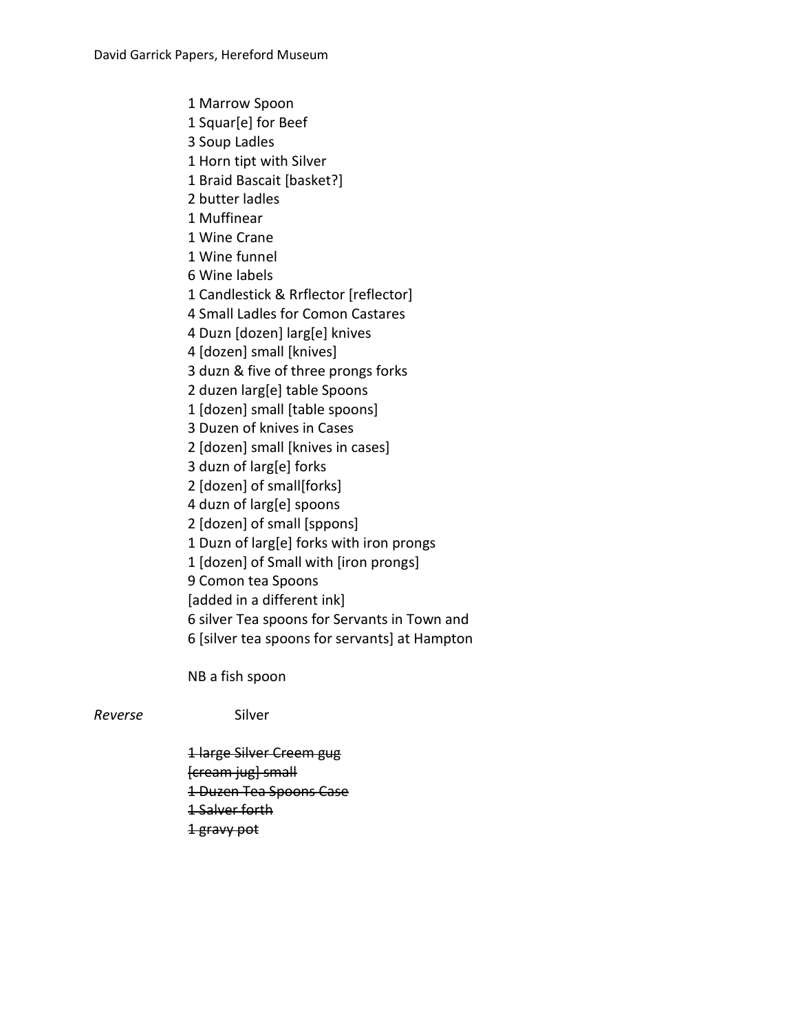1 Marrow Spoon
1 Squar[e] for Beef
3 Soup Ladles
1 Horn tipt with Silver
1 Braid Bascait [basket?]
2 butter ladles
1 Muffinear
1 Wine Crane
1 Wine funnel
6 Wine labels
1 Candlestick & Rrflector [reflector]
4 Small Ladles for Comon Castares
4 Duzn [dozen] larg[e] knives
4 [dozen] small [knives]
3 duzn & five of three prongs forks
2 duzen larg[e] table Spoons
1 [dozen] small [table spoons]
3 Duzen of knives in Cases
2 [dozen] small [knives in cases]
3 duzn of larg[e] forks
2 [dozen] of small[forks]
4 duzn of larg[e] spoons
2 [dozen] of small [sppons]
1 Duzn of larg[e] forks with iron prongs
1 [dozen] of Small with [iron prongs]
9 Comon tea Spoons
[added in a different ink]
6 silver Tea spoons for Servants in Town and
6 [silver tea spoons for servants] at Hampton

NB a fish spoon

*Reverse* Silver

~~1 large Silver Creem gug~~
~~[cream jug] small~~
~~1 Duzen Tea Spoons Case~~
~~1 Salver forth~~
~~1 gravy pot~~